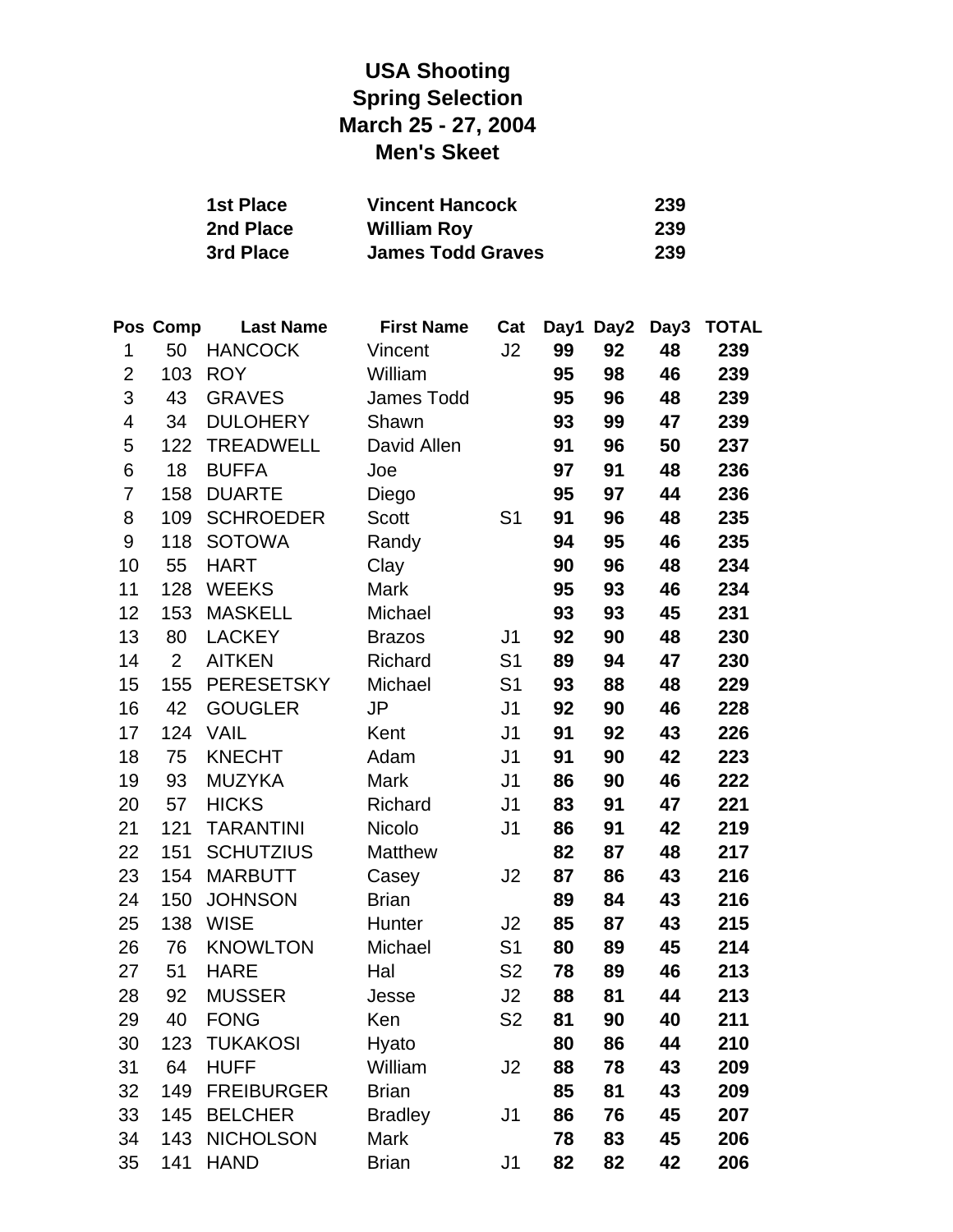# USA Shooting
# Spring Selection
# March 25 - 27, 2004
# Men's Skeet

| | | |
|---|---|---|
| **1st Place** | **Vincent Hancock** | **239** |
| **2nd Place** | **William Roy** | **239** |
| **3rd Place** | **James Todd Graves** | **239** |

| Pos | Comp | Last Name | First Name | Cat | Day1 | Day2 | Day3 | TOTAL |
|---|---|---|---|---|---|---|---|---|
| 1 | 50 | HANCOCK | Vincent | J2 | **99** | **92** | **48** | **239** |
| 2 | 103 | ROY | William | | **95** | **98** | **46** | **239** |
| 3 | 43 | GRAVES | James Todd | | **95** | **96** | **48** | **239** |
| 4 | 34 | DULOHERY | Shawn | | **93** | **99** | **47** | **239** |
| 5 | 122 | TREADWELL | David Allen | | **91** | **96** | **50** | **237** |
| 6 | 18 | BUFFA | Joe | | **97** | **91** | **48** | **236** |
| 7 | 158 | DUARTE | Diego | | **95** | **97** | **44** | **236** |
| 8 | 109 | SCHROEDER | Scott | S1 | **91** | **96** | **48** | **235** |
| 9 | 118 | SOTOWA | Randy | | **94** | **95** | **46** | **235** |
| 10 | 55 | HART | Clay | | **90** | **96** | **48** | **234** |
| 11 | 128 | WEEKS | Mark | | **95** | **93** | **46** | **234** |
| 12 | 153 | MASKELL | Michael | | **93** | **93** | **45** | **231** |
| 13 | 80 | LACKEY | Brazos | J1 | **92** | **90** | **48** | **230** |
| 14 | 2 | AITKEN | Richard | S1 | **89** | **94** | **47** | **230** |
| 15 | 155 | PERESETSKY | Michael | S1 | **93** | **88** | **48** | **229** |
| 16 | 42 | GOUGLER | JP | J1 | **92** | **90** | **46** | **228** |
| 17 | 124 | VAIL | Kent | J1 | **91** | **92** | **43** | **226** |
| 18 | 75 | KNECHT | Adam | J1 | **91** | **90** | **42** | **223** |
| 19 | 93 | MUZYKA | Mark | J1 | **86** | **90** | **46** | **222** |
| 20 | 57 | HICKS | Richard | J1 | **83** | **91** | **47** | **221** |
| 21 | 121 | TARANTINI | Nicolo | J1 | **86** | **91** | **42** | **219** |
| 22 | 151 | SCHUTZIUS | Matthew | | **82** | **87** | **48** | **217** |
| 23 | 154 | MARBUTT | Casey | J2 | **87** | **86** | **43** | **216** |
| 24 | 150 | JOHNSON | Brian | | **89** | **84** | **43** | **216** |
| 25 | 138 | WISE | Hunter | J2 | **85** | **87** | **43** | **215** |
| 26 | 76 | KNOWLTON | Michael | S1 | **80** | **89** | **45** | **214** |
| 27 | 51 | HARE | Hal | S2 | **78** | **89** | **46** | **213** |
| 28 | 92 | MUSSER | Jesse | J2 | **88** | **81** | **44** | **213** |
| 29 | 40 | FONG | Ken | S2 | **81** | **90** | **40** | **211** |
| 30 | 123 | TUKAKOSI | Hyato | | **80** | **86** | **44** | **210** |
| 31 | 64 | HUFF | William | J2 | **88** | **78** | **43** | **209** |
| 32 | 149 | FREIBURGER | Brian | | **85** | **81** | **43** | **209** |
| 33 | 145 | BELCHER | Bradley | J1 | **86** | **76** | **45** | **207** |
| 34 | 143 | NICHOLSON | Mark | | **78** | **83** | **45** | **206** |
| 35 | 141 | HAND | Brian | J1 | **82** | **82** | **42** | **206** |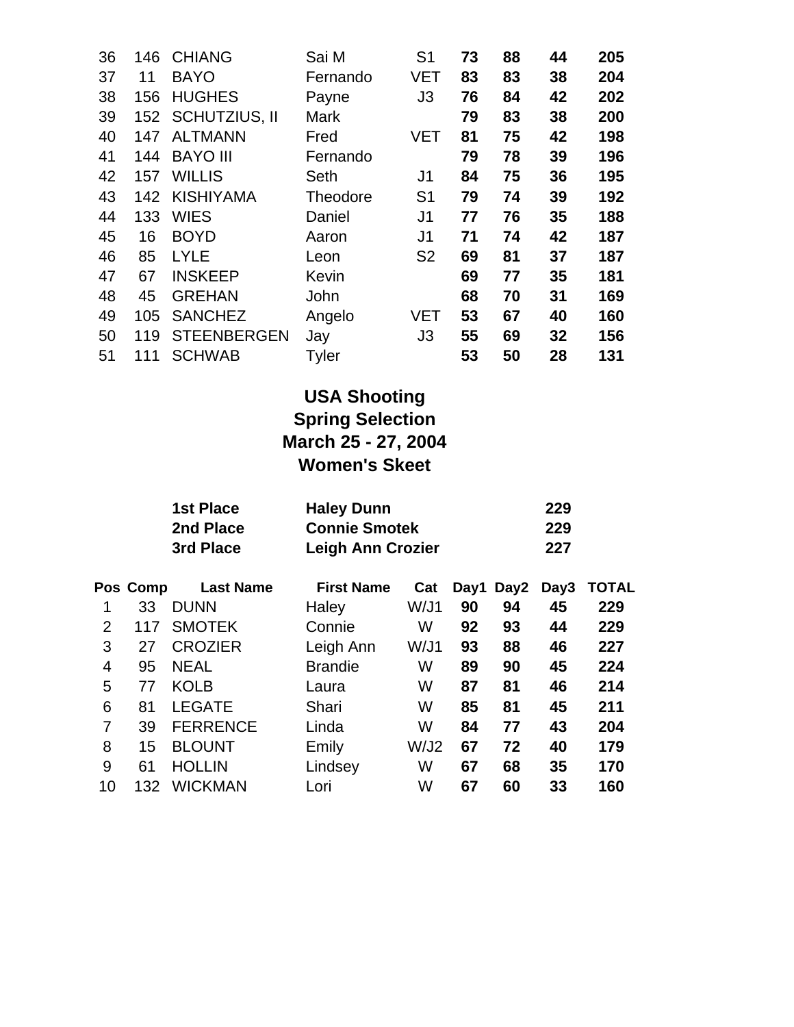| 36 | 146 | CHIANG | Sai M | S1 | **73** | **88** | **44** | **205** |
|---|---|---|---|---|---|---|---|---|
| 37 | 11 | BAYO | Fernando | VET | **83** | **83** | **38** | **204** |
| 38 | 156 | HUGHES | Payne | J3 | **76** | **84** | **42** | **202** |
| 39 | 152 | SCHUTZIUS, II | Mark | | **79** | **83** | **38** | **200** |
| 40 | 147 | ALTMANN | Fred | VET | **81** | **75** | **42** | **198** |
| 41 | 144 | BAYO III | Fernando | | **79** | **78** | **39** | **196** |
| 42 | 157 | WILLIS | Seth | J1 | **84** | **75** | **36** | **195** |
| 43 | 142 | KISHIYAMA | Theodore | S1 | **79** | **74** | **39** | **192** |
| 44 | 133 | WIES | Daniel | J1 | **77** | **76** | **35** | **188** |
| 45 | 16 | BOYD | Aaron | J1 | **71** | **74** | **42** | **187** |
| 46 | 85 | LYLE | Leon | S2 | **69** | **81** | **37** | **187** |
| 47 | 67 | INSKEEP | Kevin | | **69** | **77** | **35** | **181** |
| 48 | 45 | GREHAN | John | | **68** | **70** | **31** | **169** |
| 49 | 105 | SANCHEZ | Angelo | VET | **53** | **67** | **40** | **160** |
| 50 | 119 | STEENBERGEN | Jay | J3 | **55** | **69** | **32** | **156** |
| 51 | 111 | SCHWAB | Tyler | | **53** | **50** | **28** | **131** |

## USA Shooting
## Spring Selection
## March 25 - 27, 2004
## Women's Skeet

| | | |
|---|---|---|
| **1st Place** | **Haley Dunn** | **229** |
| **2nd Place** | **Connie Smotek** | **229** |
| **3rd Place** | **Leigh Ann Crozier** | **227** |

| Pos | Comp | Last Name | First Name | Cat | Day1 | Day2 | Day3 | TOTAL |
|---|---|---|---|---|---|---|---|---|
| 1 | 33 | DUNN | Haley | W/J1 | **90** | **94** | **45** | **229** |
| 2 | 117 | SMOTEK | Connie | W | **92** | **93** | **44** | **229** |
| 3 | 27 | CROZIER | Leigh Ann | W/J1 | **93** | **88** | **46** | **227** |
| 4 | 95 | NEAL | Brandie | W | **89** | **90** | **45** | **224** |
| 5 | 77 | KOLB | Laura | W | **87** | **81** | **46** | **214** |
| 6 | 81 | LEGATE | Shari | W | **85** | **81** | **45** | **211** |
| 7 | 39 | FERRENCE | Linda | W | **84** | **77** | **43** | **204** |
| 8 | 15 | BLOUNT | Emily | W/J2 | **67** | **72** | **40** | **179** |
| 9 | 61 | HOLLIN | Lindsey | W | **67** | **68** | **35** | **170** |
| 10 | 132 | WICKMAN | Lori | W | **67** | **60** | **33** | **160** |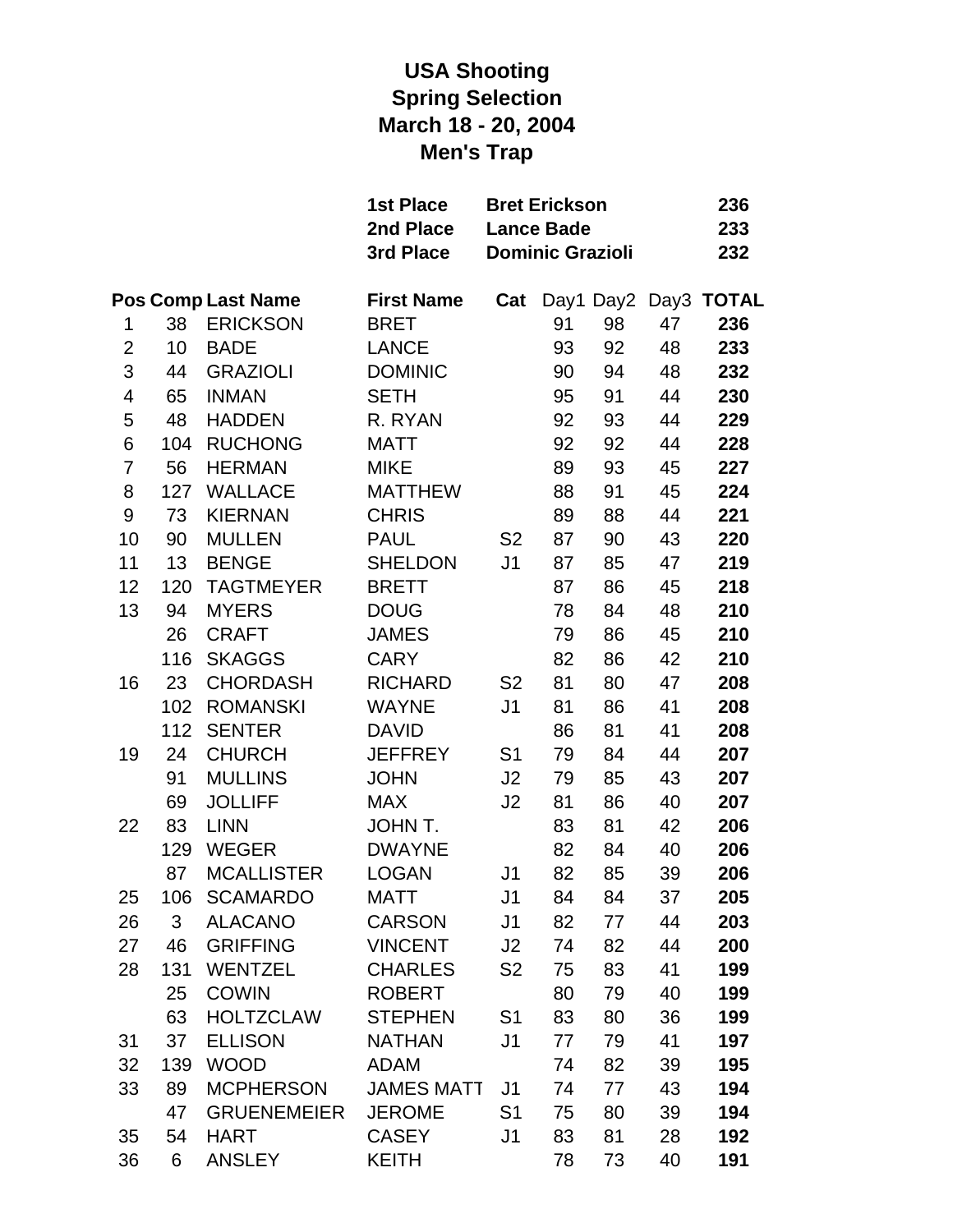# USA Shooting
# Spring Selection
# March 18 - 20, 2004
# Men's Trap

| | | |
|---|---|---|
| **1st Place** | **Bret Erickson** | **236** |
| **2nd Place** | **Lance Bade** | **233** |
| **3rd Place** | **Dominic Grazioli** | **232** |

| Pos | Comp | Last Name | First Name | Cat | Day1 | Day2 | Day3 | TOTAL |
|---|---|---|---|---|---|---|---|---|
| 1 | 38 | ERICKSON | BRET | | 91 | 98 | 47 | **236** |
| 2 | 10 | BADE | LANCE | | 93 | 92 | 48 | **233** |
| 3 | 44 | GRAZIOLI | DOMINIC | | 90 | 94 | 48 | **232** |
| 4 | 65 | INMAN | SETH | | 95 | 91 | 44 | **230** |
| 5 | 48 | HADDEN | R. RYAN | | 92 | 93 | 44 | **229** |
| 6 | 104 | RUCHONG | MATT | | 92 | 92 | 44 | **228** |
| 7 | 56 | HERMAN | MIKE | | 89 | 93 | 45 | **227** |
| 8 | 127 | WALLACE | MATTHEW | | 88 | 91 | 45 | **224** |
| 9 | 73 | KIERNAN | CHRIS | | 89 | 88 | 44 | **221** |
| 10 | 90 | MULLEN | PAUL | S2 | 87 | 90 | 43 | **220** |
| 11 | 13 | BENGE | SHELDON | J1 | 87 | 85 | 47 | **219** |
| 12 | 120 | TAGTMEYER | BRETT | | 87 | 86 | 45 | **218** |
| 13 | 94 | MYERS | DOUG | | 78 | 84 | 48 | **210** |
| | 26 | CRAFT | JAMES | | 79 | 86 | 45 | **210** |
| | 116 | SKAGGS | CARY | | 82 | 86 | 42 | **210** |
| 16 | 23 | CHORDASH | RICHARD | S2 | 81 | 80 | 47 | **208** |
| | 102 | ROMANSKI | WAYNE | J1 | 81 | 86 | 41 | **208** |
| | 112 | SENTER | DAVID | | 86 | 81 | 41 | **208** |
| 19 | 24 | CHURCH | JEFFREY | S1 | 79 | 84 | 44 | **207** |
| | 91 | MULLINS | JOHN | J2 | 79 | 85 | 43 | **207** |
| | 69 | JOLLIFF | MAX | J2 | 81 | 86 | 40 | **207** |
| 22 | 83 | LINN | JOHN T. | | 83 | 81 | 42 | **206** |
| | 129 | WEGER | DWAYNE | | 82 | 84 | 40 | **206** |
| | 87 | MCALLISTER | LOGAN | J1 | 82 | 85 | 39 | **206** |
| 25 | 106 | SCAMARDO | MATT | J1 | 84 | 84 | 37 | **205** |
| 26 | 3 | ALACANO | CARSON | J1 | 82 | 77 | 44 | **203** |
| 27 | 46 | GRIFFING | VINCENT | J2 | 74 | 82 | 44 | **200** |
| 28 | 131 | WENTZEL | CHARLES | S2 | 75 | 83 | 41 | **199** |
| | 25 | COWIN | ROBERT | | 80 | 79 | 40 | **199** |
| | 63 | HOLTZCLAW | STEPHEN | S1 | 83 | 80 | 36 | **199** |
| 31 | 37 | ELLISON | NATHAN | J1 | 77 | 79 | 41 | **197** |
| 32 | 139 | WOOD | ADAM | | 74 | 82 | 39 | **195** |
| 33 | 89 | MCPHERSON | JAMES MATT | J1 | 74 | 77 | 43 | **194** |
| | 47 | GRUENEMEIER | JEROME | S1 | 75 | 80 | 39 | **194** |
| 35 | 54 | HART | CASEY | J1 | 83 | 81 | 28 | **192** |
| 36 | 6 | ANSLEY | KEITH | | 78 | 73 | 40 | **191** |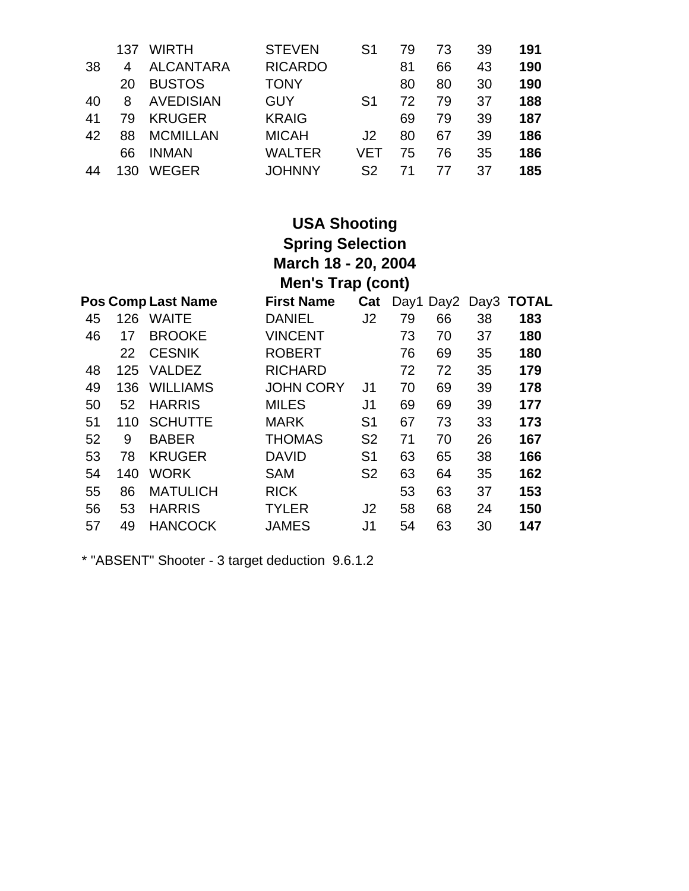| | | | | | | | | |
|---|---|---|---|---|---|---|---|---|
| | 137 | WIRTH | STEVEN | S1 | 79 | 73 | 39 | **191** |
| 38 | 4 | ALCANTARA | RICARDO | | 81 | 66 | 43 | **190** |
| | 20 | BUSTOS | TONY | | 80 | 80 | 30 | **190** |
| 40 | 8 | AVEDISIAN | GUY | S1 | 72 | 79 | 37 | **188** |
| 41 | 79 | KRUGER | KRAIG | | 69 | 79 | 39 | **187** |
| 42 | 88 | MCMILLAN | MICAH | J2 | 80 | 67 | 39 | **186** |
| | 66 | INMAN | WALTER | VET | 75 | 76 | 35 | **186** |
| 44 | 130 | WEGER | JOHNNY | S2 | 71 | 77 | 37 | **185** |

**USA Shooting**
**Spring Selection**
**March 18 - 20, 2004**
**Men's Trap (cont)**

| **Pos** | **Comp** | **Last Name** | **First Name** | **Cat** | Day1 | Day2 | Day3 | **TOTAL** |
|---|---|---|---|---|---|---|---|---|
| 45 | 126 | WAITE | DANIEL | J2 | 79 | 66 | 38 | **183** |
| 46 | 17 | BROOKE | VINCENT | | 73 | 70 | 37 | **180** |
| | 22 | CESNIK | ROBERT | | 76 | 69 | 35 | **180** |
| 48 | 125 | VALDEZ | RICHARD | | 72 | 72 | 35 | **179** |
| 49 | 136 | WILLIAMS | JOHN CORY | J1 | 70 | 69 | 39 | **178** |
| 50 | 52 | HARRIS | MILES | J1 | 69 | 69 | 39 | **177** |
| 51 | 110 | SCHUTTE | MARK | S1 | 67 | 73 | 33 | **173** |
| 52 | 9 | BABER | THOMAS | S2 | 71 | 70 | 26 | **167** |
| 53 | 78 | KRUGER | DAVID | S1 | 63 | 65 | 38 | **166** |
| 54 | 140 | WORK | SAM | S2 | 63 | 64 | 35 | **162** |
| 55 | 86 | MATULICH | RICK | | 53 | 63 | 37 | **153** |
| 56 | 53 | HARRIS | TYLER | J2 | 58 | 68 | 24 | **150** |
| 57 | 49 | HANCOCK | JAMES | J1 | 54 | 63 | 30 | **147** |

* "ABSENT" Shooter - 3 target deduction 9.6.1.2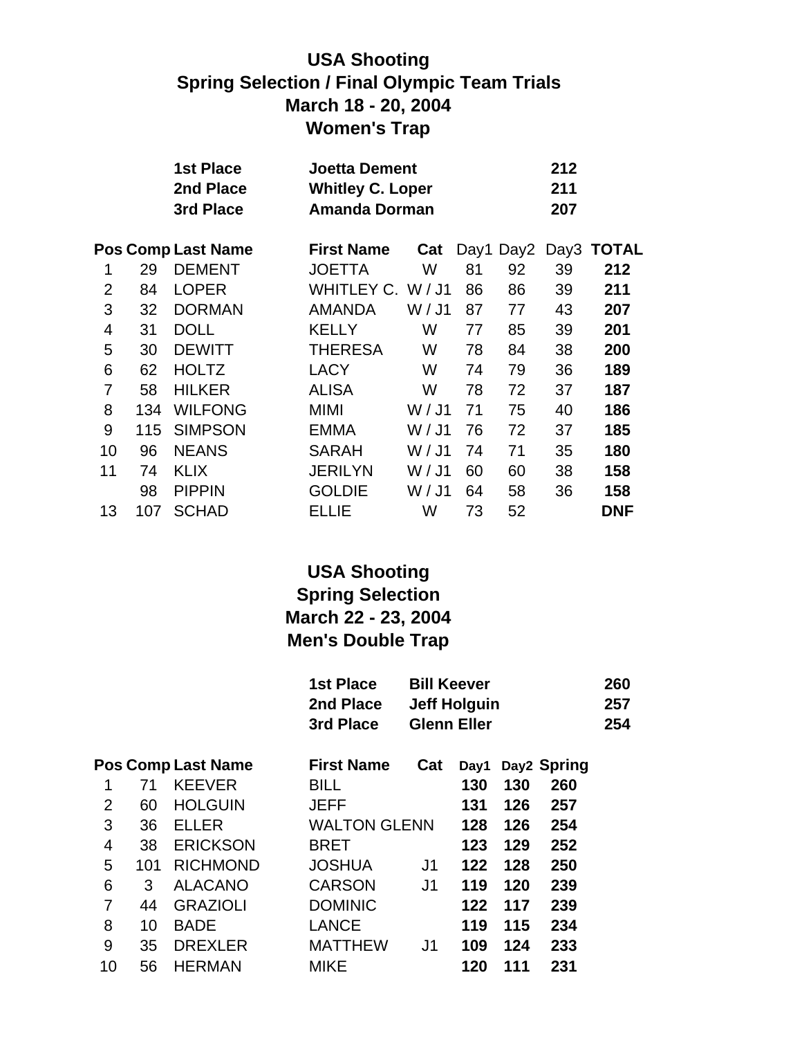## USA Shooting
## Spring Selection / Final Olympic Team Trials
## March 18 - 20, 2004
## Women's Trap

| | | |
|---|---|---|
| **1st Place** | **Joetta Dement** | **212** |
| **2nd Place** | **Whitley C. Loper** | **211** |
| **3rd Place** | **Amanda Dorman** | **207** |

| Pos | Comp | Last Name | First Name | Cat | Day1 | Day2 | Day3 | TOTAL |
|---|---|---|---|---|---|---|---|---|
| 1 | 29 | DEMENT | JOETTA | W | 81 | 92 | 39 | **212** |
| 2 | 84 | LOPER | WHITLEY C. | W / J1 | 86 | 86 | 39 | **211** |
| 3 | 32 | DORMAN | AMANDA | W / J1 | 87 | 77 | 43 | **207** |
| 4 | 31 | DOLL | KELLY | W | 77 | 85 | 39 | **201** |
| 5 | 30 | DEWITT | THERESA | W | 78 | 84 | 38 | **200** |
| 6 | 62 | HOLTZ | LACY | W | 74 | 79 | 36 | **189** |
| 7 | 58 | HILKER | ALISA | W | 78 | 72 | 37 | **187** |
| 8 | 134 | WILFONG | MIMI | W / J1 | 71 | 75 | 40 | **186** |
| 9 | 115 | SIMPSON | EMMA | W / J1 | 76 | 72 | 37 | **185** |
| 10 | 96 | NEANS | SARAH | W / J1 | 74 | 71 | 35 | **180** |
| 11 | 74 | KLIX | JERILYN | W / J1 | 60 | 60 | 38 | **158** |
| | 98 | PIPPIN | GOLDIE | W / J1 | 64 | 58 | 36 | **158** |
| 13 | 107 | SCHAD | ELLIE | W | 73 | 52 | | **DNF** |

## USA Shooting
## Spring Selection
## March 22 - 23, 2004
## Men's Double Trap

| | | |
|---|---|---|
| **1st Place** | **Bill Keever** | **260** |
| **2nd Place** | **Jeff Holguin** | **257** |
| **3rd Place** | **Glenn Eller** | **254** |

| Pos | Comp | Last Name | First Name | Cat | Day1 | Day2 | Spring |
|---|---|---|---|---|---|---|---|
| 1 | 71 | KEEVER | BILL | | **130** | **130** | **260** |
| 2 | 60 | HOLGUIN | JEFF | | **131** | **126** | **257** |
| 3 | 36 | ELLER | WALTON GLENN | | **128** | **126** | **254** |
| 4 | 38 | ERICKSON | BRET | | **123** | **129** | **252** |
| 5 | 101 | RICHMOND | JOSHUA | J1 | **122** | **128** | **250** |
| 6 | 3 | ALACANO | CARSON | J1 | **119** | **120** | **239** |
| 7 | 44 | GRAZIOLI | DOMINIC | | **122** | **117** | **239** |
| 8 | 10 | BADE | LANCE | | **119** | **115** | **234** |
| 9 | 35 | DREXLER | MATTHEW | J1 | **109** | **124** | **233** |
| 10 | 56 | HERMAN | MIKE | | **120** | **111** | **231** |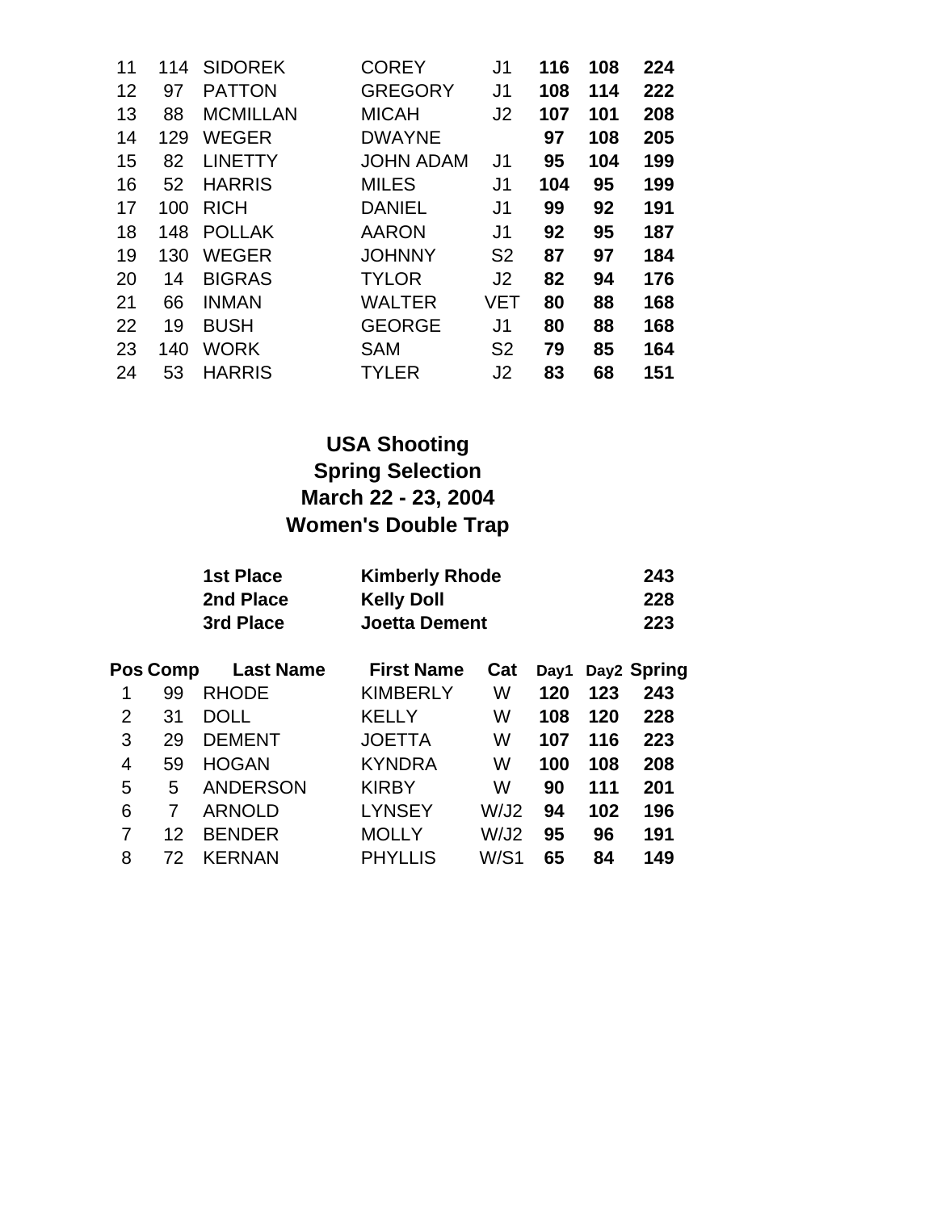| | | | | | | | |
|---|---|---|---|---|---|---|---|
| 11 | 114 | SIDOREK | COREY | J1 | **116** | **108** | **224** |
| 12 | 97 | PATTON | GREGORY | J1 | **108** | **114** | **222** |
| 13 | 88 | MCMILLAN | MICAH | J2 | **107** | **101** | **208** |
| 14 | 129 | WEGER | DWAYNE | | **97** | **108** | **205** |
| 15 | 82 | LINETTY | JOHN ADAM | J1 | **95** | **104** | **199** |
| 16 | 52 | HARRIS | MILES | J1 | **104** | **95** | **199** |
| 17 | 100 | RICH | DANIEL | J1 | **99** | **92** | **191** |
| 18 | 148 | POLLAK | AARON | J1 | **92** | **95** | **187** |
| 19 | 130 | WEGER | JOHNNY | S2 | **87** | **97** | **184** |
| 20 | 14 | BIGRAS | TYLOR | J2 | **82** | **94** | **176** |
| 21 | 66 | INMAN | WALTER | VET | **80** | **88** | **168** |
| 22 | 19 | BUSH | GEORGE | J1 | **80** | **88** | **168** |
| 23 | 140 | WORK | SAM | S2 | **79** | **85** | **164** |
| 24 | 53 | HARRIS | TYLER | J2 | **83** | **68** | **151** |

# USA Shooting
## Spring Selection
## March 22 - 23, 2004
## Women's Double Trap

| | | |
|---|---|---|
| **1st Place** | **Kimberly Rhode** | **243** |
| **2nd Place** | **Kelly Doll** | **228** |
| **3rd Place** | **Joetta Dement** | **223** |

| Pos | Comp | Last Name | First Name | Cat | Day1 | Day2 | Spring |
|---|---|---|---|---|---|---|---|
| 1 | 99 | RHODE | KIMBERLY | W | **120** | **123** | **243** |
| 2 | 31 | DOLL | KELLY | W | **108** | **120** | **228** |
| 3 | 29 | DEMENT | JOETTA | W | **107** | **116** | **223** |
| 4 | 59 | HOGAN | KYNDRA | W | **100** | **108** | **208** |
| 5 | 5 | ANDERSON | KIRBY | W | **90** | **111** | **201** |
| 6 | 7 | ARNOLD | LYNSEY | W/J2 | **94** | **102** | **196** |
| 7 | 12 | BENDER | MOLLY | W/J2 | **95** | **96** | **191** |
| 8 | 72 | KERNAN | PHYLLIS | W/S1 | **65** | **84** | **149** |